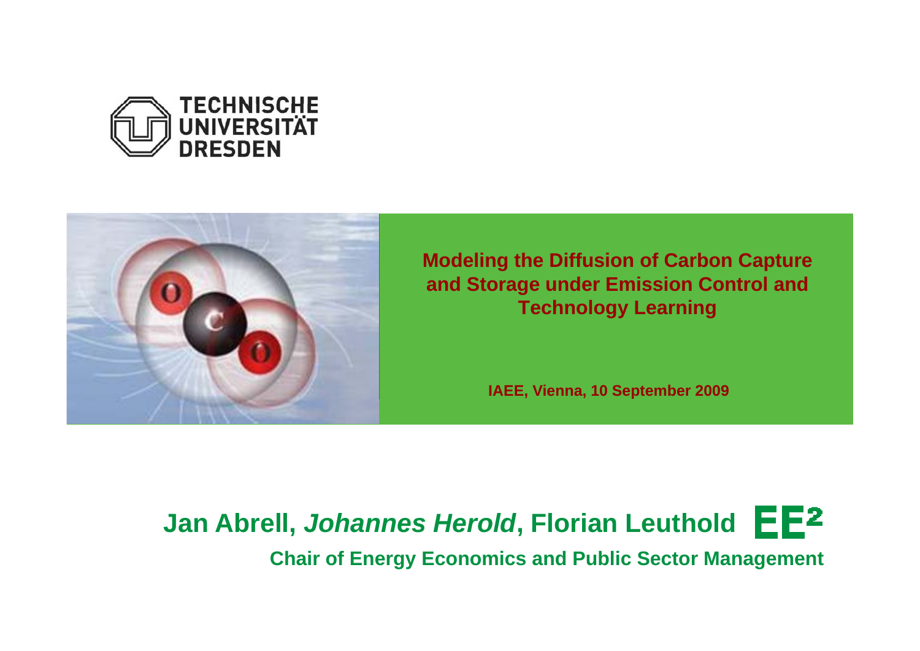TECHNISCHE UNIVERSITÄT DRESDEN

# Modeling the Diffusion of Carbon Capture and Storage under Emission Control and Technology Learning

**IAEE, Vienna, 10 September 2009**

**Jan Abrell, *Johannes Herold*, Florian Leuthold**

**Chair of Energy Economics and Public Sector Management**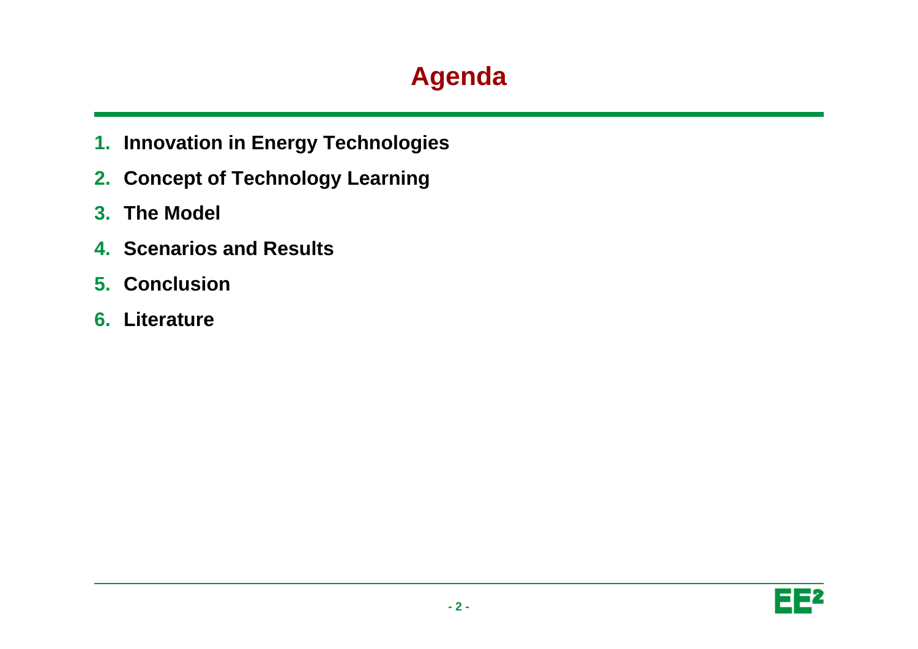# Agenda

1. **Innovation in Energy Technologies**
2. **Concept of Technology Learning**
3. **The Model**
4. **Scenarios and Results**
5. **Conclusion**
6. **Literature**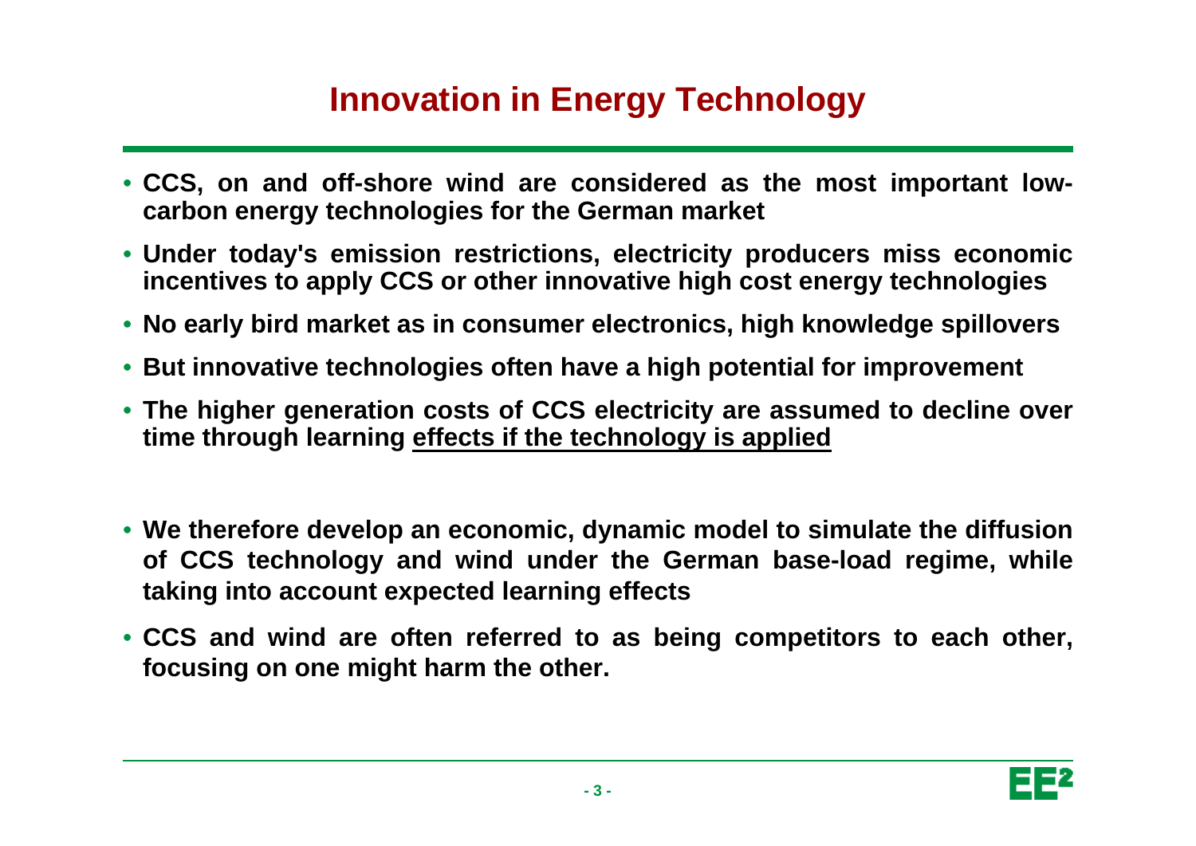# Innovation in Energy Technology

- **CCS, on and off-shore wind are considered as the most important low-carbon energy technologies for the German market**
- **Under today's emission restrictions, electricity producers miss economic incentives to apply CCS or other innovative high cost energy technologies**
- **No early bird market as in consumer electronics, high knowledge spillovers**
- **But innovative technologies often have a high potential for improvement**
- **The higher generation costs of CCS electricity are assumed to decline over time through learning <u>effects if the technology is applied</u>**

- **We therefore develop an economic, dynamic model to simulate the diffusion of CCS technology and wind under the German base-load regime, while taking into account expected learning effects**
- **CCS and wind are often referred to as being competitors to each other, focusing on one might harm the other.**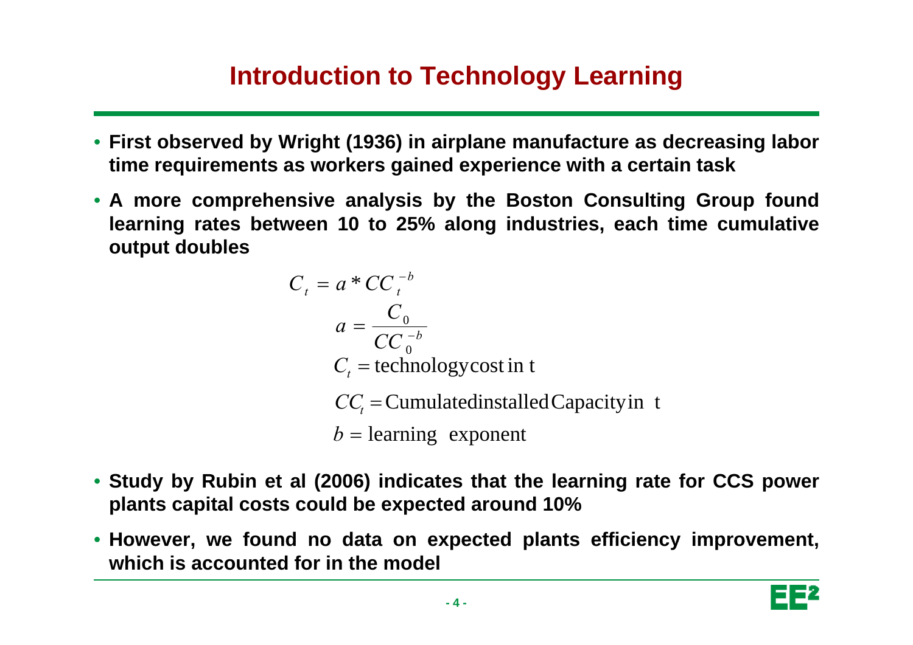# Introduction to Technology Learning

- **First observed by Wright (1936) in airplane manufacture as decreasing labor time requirements as workers gained experience with a certain task**
- **A more comprehensive analysis by the Boston Consulting Group found learning rates between 10 to 25% along industries, each time cumulative output doubles**

$$C_t = a * CC_t^{-b}$$

$$a = \frac{C_0}{CC_0^{-b}}$$

$$C_t = \text{technology cost in t}$$

$$CC_t = \text{Cumulated installed Capacity in t}$$

$$b = \text{learning exponent}$$

- **Study by Rubin et al (2006) indicates that the learning rate for CCS power plants capital costs could be expected around 10%**
- **However, we found no data on expected plants efficiency improvement, which is accounted for in the model**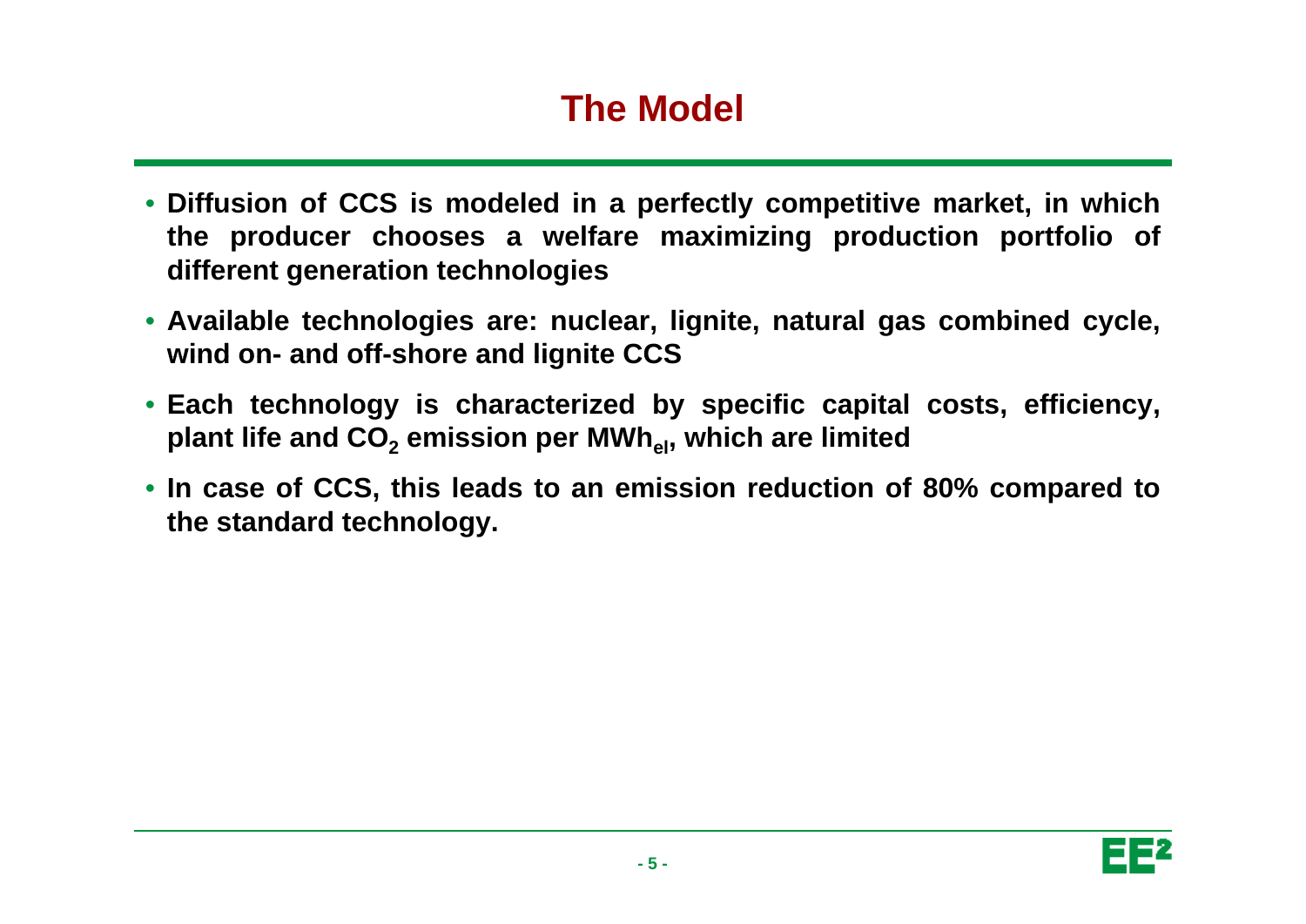# The Model

- **Diffusion of CCS is modeled in a perfectly competitive market, in which the producer chooses a welfare maximizing production portfolio of different generation technologies**
- **Available technologies are: nuclear, lignite, natural gas combined cycle, wind on- and off-shore and lignite CCS**
- **Each technology is characterized by specific capital costs, efficiency, plant life and $CO_2$ emission per $MWh_{el}$, which are limited**
- **In case of CCS, this leads to an emission reduction of 80% compared to the standard technology.**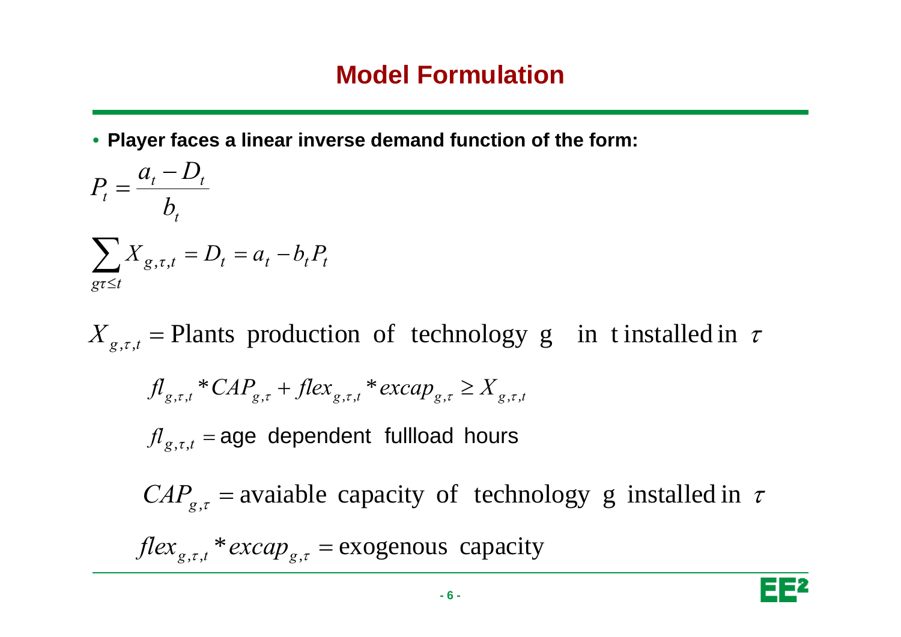# Model Formulation

- **Player faces a linear inverse demand function of the form:**

$$P_t = \frac{a_t - D_t}{b_t}$$

$$\sum_{g\tau \le t} X_{g,\tau,t} = D_t = a_t - b_t P_t$$

$$X_{g,\tau,t} = \text{Plants production of technology g in t installed in } \tau$$

$$fl_{g,\tau,t} * CAP_{g,\tau} + flex_{g,\tau,t} * excap_{g,\tau} \ge X_{g,\tau,t}$$

$$fl_{g,\tau,t} = \text{age dependent fullload hours}$$

$$CAP_{g,\tau} = \text{avaiable capacity of technology g installed in } \tau$$

$$flex_{g,\tau,t} * excap_{g,\tau} = \text{exogenous capacity}$$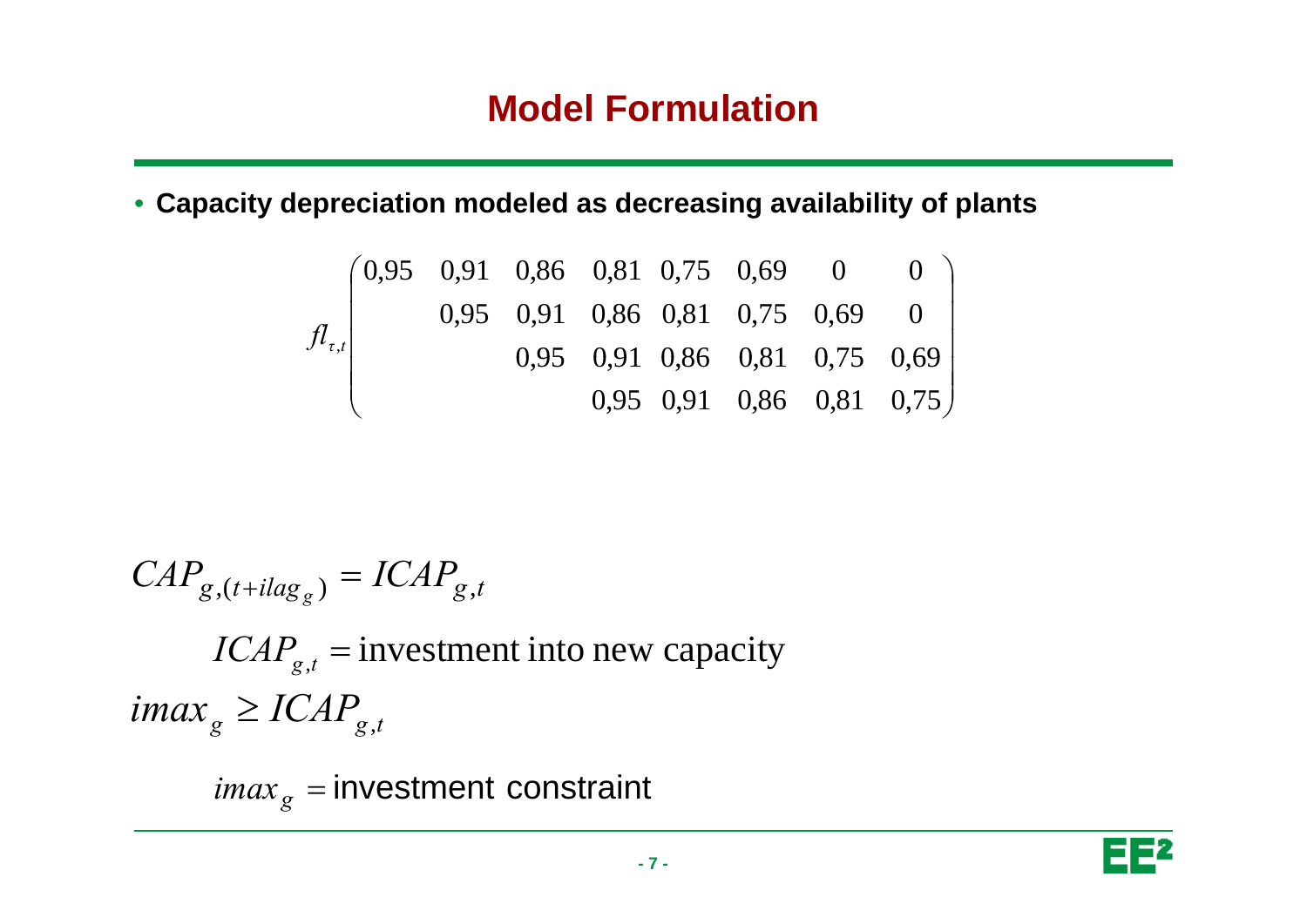# Model Formulation

- **Capacity depreciation modeled as decreasing availability of plants**

$$
fl_{\tau,t} \begin{pmatrix} 0{,}95 & 0{,}91 & 0{,}86 & 0{,}81 & 0{,}75 & 0{,}69 & 0 & 0 \\ & 0{,}95 & 0{,}91 & 0{,}86 & 0{,}81 & 0{,}75 & 0{,}69 & 0 \\ & & 0{,}95 & 0{,}91 & 0{,}86 & 0{,}81 & 0{,}75 & 0{,}69 \\ & & & 0{,}95 & 0{,}91 & 0{,}86 & 0{,}81 & 0{,}75 \end{pmatrix}
$$

$$
CAP_{g,(t+ilag_g)} = ICAP_{g,t}
$$

$ICAP_{g,t}$ = investment into new capacity

$$
imax_g \geq ICAP_{g,t}
$$

$imax_g$ = investment constraint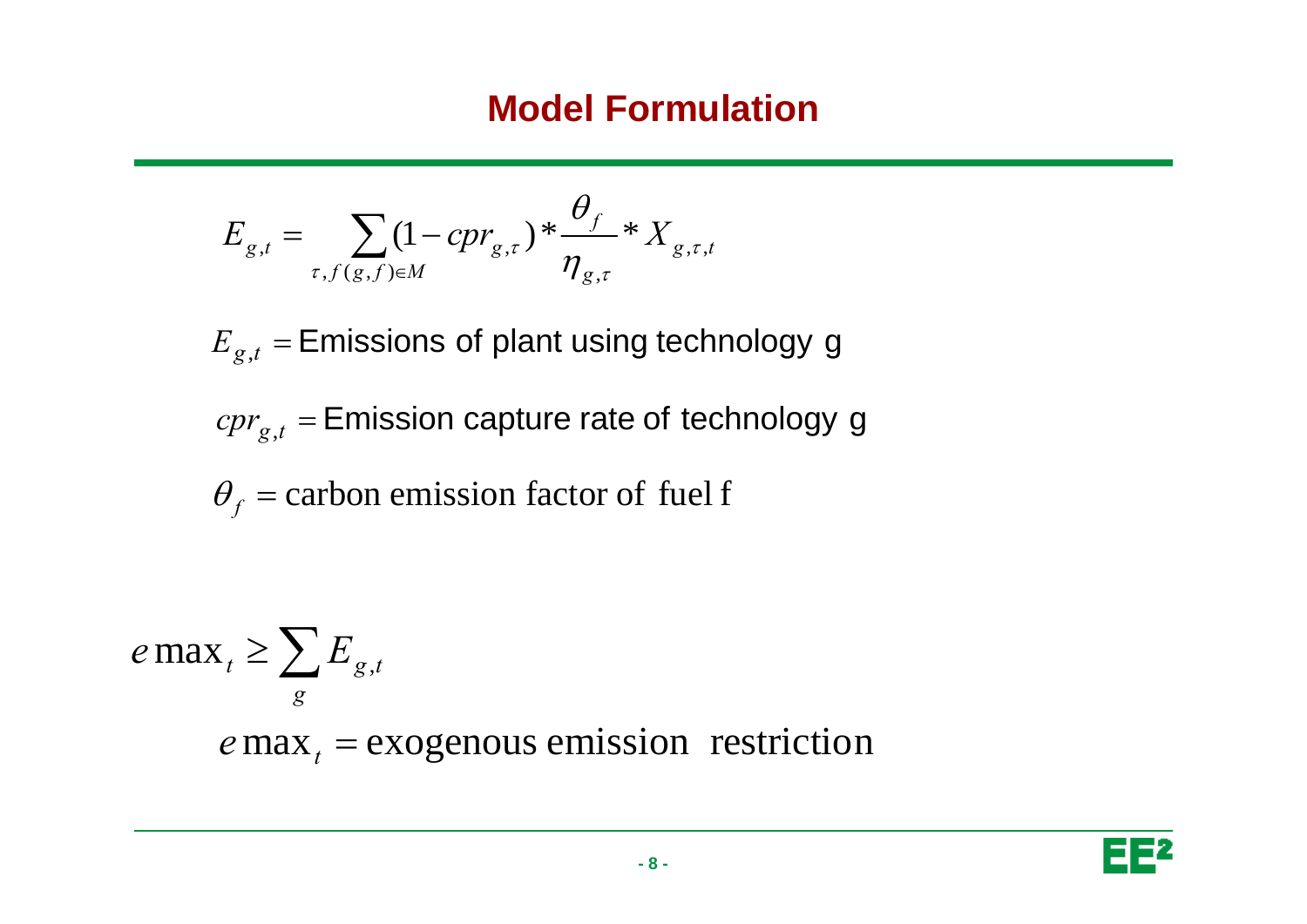# Model Formulation

$$E_{g,t} = \sum_{\tau, f(g,f) \in M} (1 - cpr_{g,\tau}) * \frac{\theta_f}{\eta_{g,\tau}} * X_{g,\tau,t}$$

$E_{g,t}$ = Emissions of plant using technology g

$cpr_{g,t}$ = Emission capture rate of technology g

$\theta_f$ = carbon emission factor of fuel f

$$e\max_t \geq \sum_g E_{g,t}$$

$e\max_t$ = exogenous emission restriction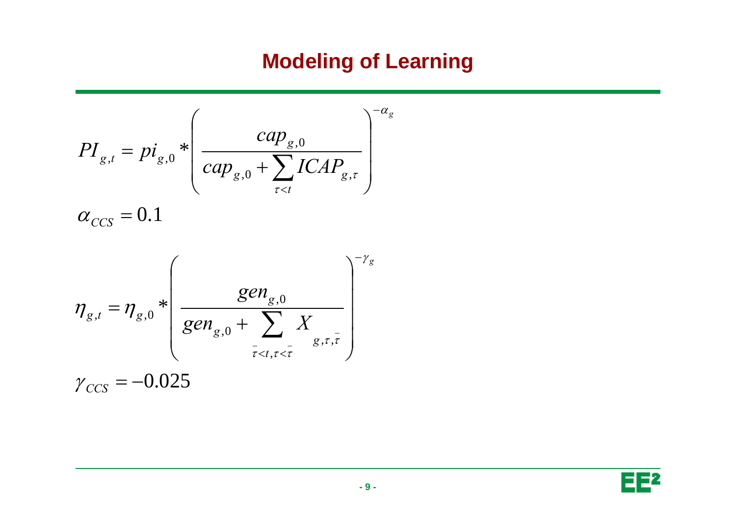# Modeling of Learning

$$PI_{g,t} = pi_{g,0} * \left( \frac{cap_{g,0}}{cap_{g,0} + \sum_{\tau < t} ICAP_{g,\tau}} \right)^{-\alpha_g}$$

$$\alpha_{CCS} = 0.1$$

$$\eta_{g,t} = \eta_{g,0} * \left( \frac{gen_{g,0}}{gen_{g,0} + \sum_{\bar{\tau} < t, \tau < \bar{\tau}} X_{g,\tau,\bar{\tau}}} \right)^{-\gamma_g}$$

$$\gamma_{CCS} = -0.025$$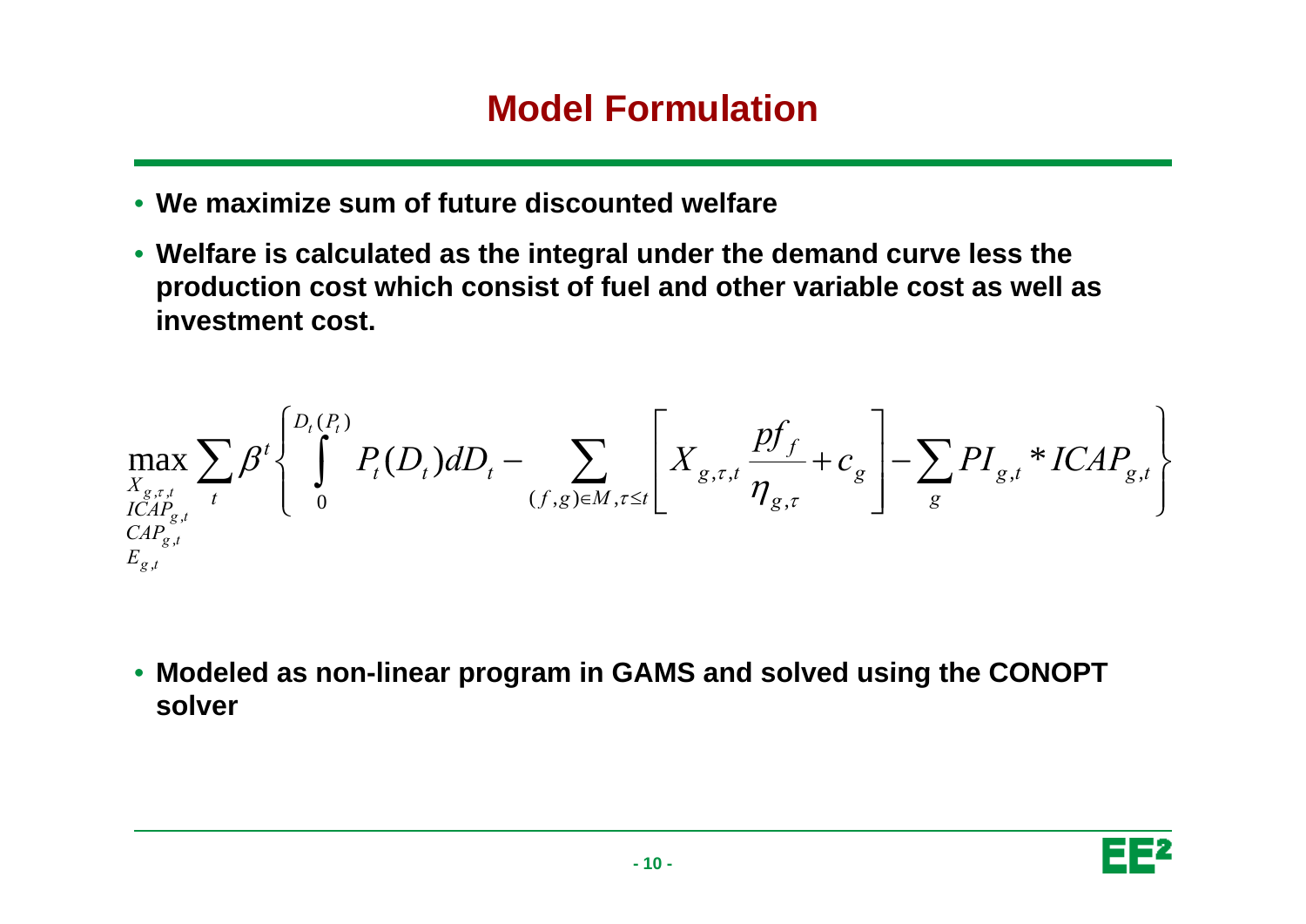# Model Formulation

- **We maximize sum of future discounted welfare**
- **Welfare is calculated as the integral under the demand curve less the production cost which consist of fuel and other variable cost as well as investment cost.**

$$\max_{\substack{X_{g,\tau,t} \\ ICAP_{g,t} \\ CAP_{g,t} \\ E_{g,t}}} \sum_t \beta^t \left\{ \int_0^{D_t(P_t)} P_t(D_t) dD_t - \sum_{(f,g)\in M, \tau \le t} \left[ X_{g,\tau,t} \frac{pf_f}{\eta_{g,\tau}} + c_g \right] - \sum_g PI_{g,t} * ICAP_{g,t} \right\}$$

- **Modeled as non-linear program in GAMS and solved using the CONOPT solver**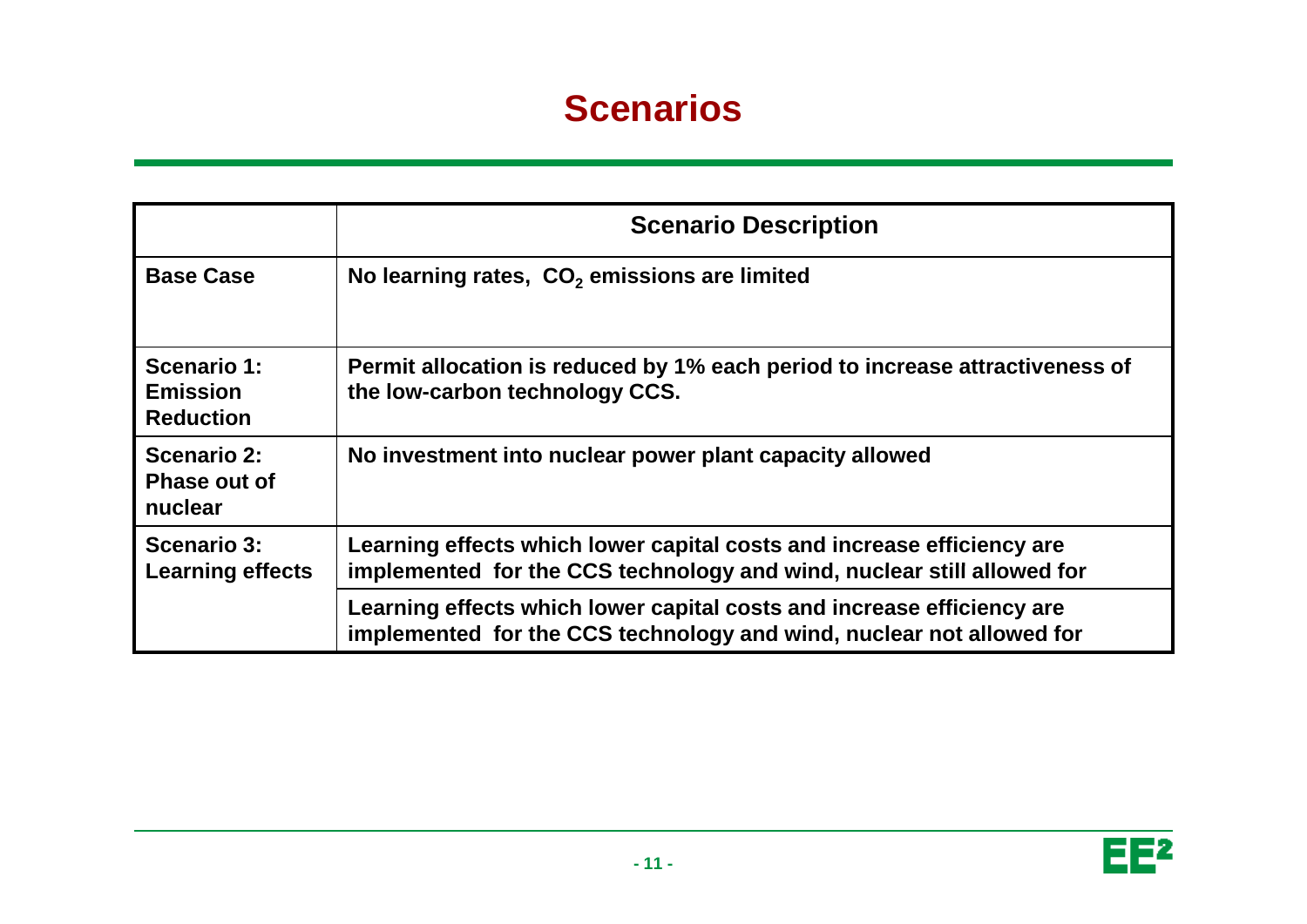# Scenarios

| | **Scenario Description** |
|---|---|
| **Base Case** | **No learning rates, $CO_2$ emissions are limited** |
| **Scenario 1: Emission Reduction** | **Permit allocation is reduced by 1% each period to increase attractiveness of the low-carbon technology CCS.** |
| **Scenario 2: Phase out of nuclear** | **No investment into nuclear power plant capacity allowed** |
| **Scenario 3: Learning effects** | **Learning effects which lower capital costs and increase efficiency are implemented for the CCS technology and wind, nuclear still allowed for** |
| | **Learning effects which lower capital costs and increase efficiency are implemented for the CCS technology and wind, nuclear not allowed for** |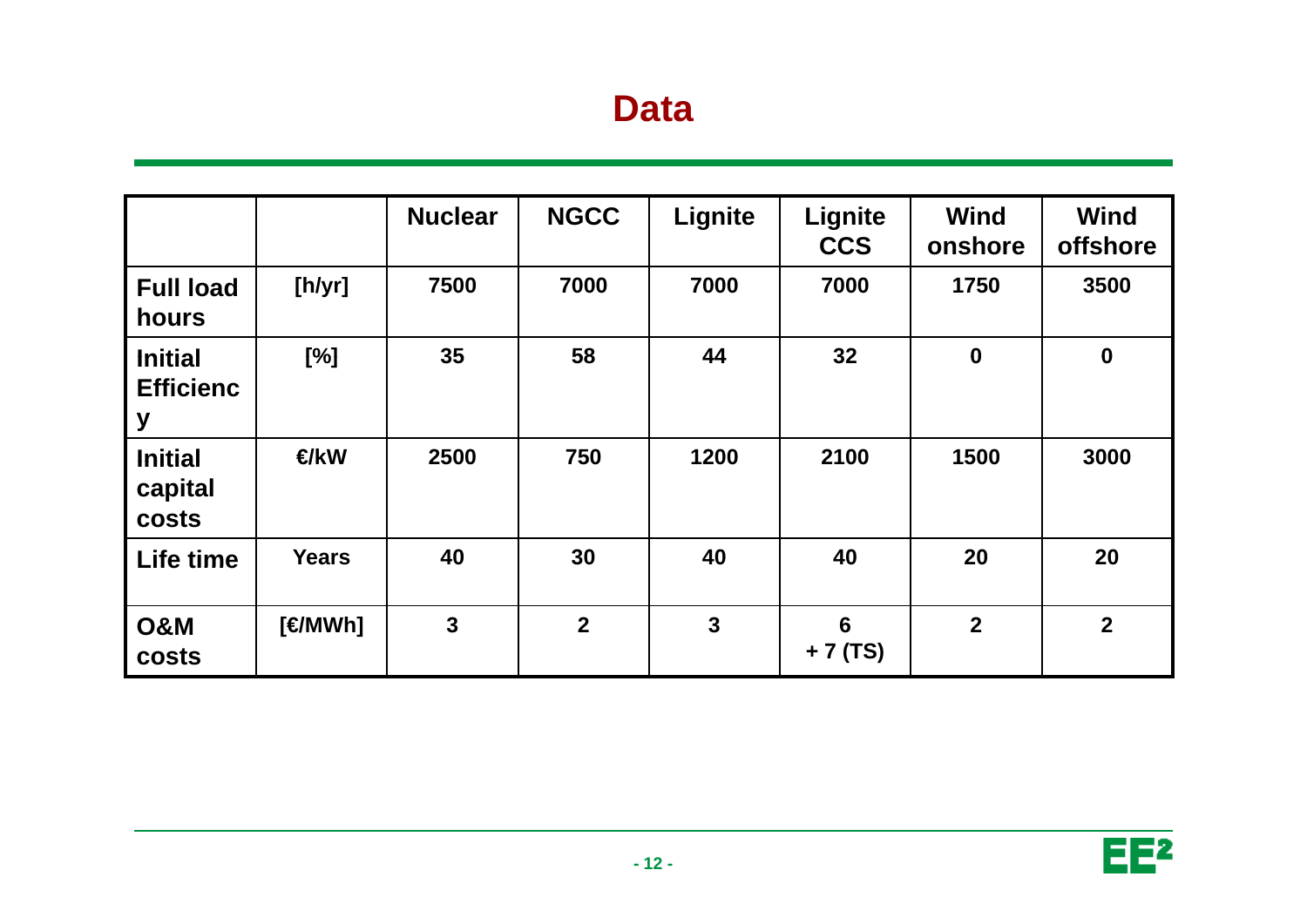# Data

| | | Nuclear | NGCC | Lignite | Lignite CCS | Wind onshore | Wind offshore |
|---|---|---|---|---|---|---|---|
| Full load hours | [h/yr] | 7500 | 7000 | 7000 | 7000 | 1750 | 3500 |
| Initial Efficiency | [%] | 35 | 58 | 44 | 32 | 0 | 0 |
| Initial capital costs | €/kW | 2500 | 750 | 1200 | 2100 | 1500 | 3000 |
| Life time | Years | 40 | 30 | 40 | 40 | 20 | 20 |
| O&M costs | [€/MWh] | 3 | 2 | 3 | 6 + 7 (TS) | 2 | 2 |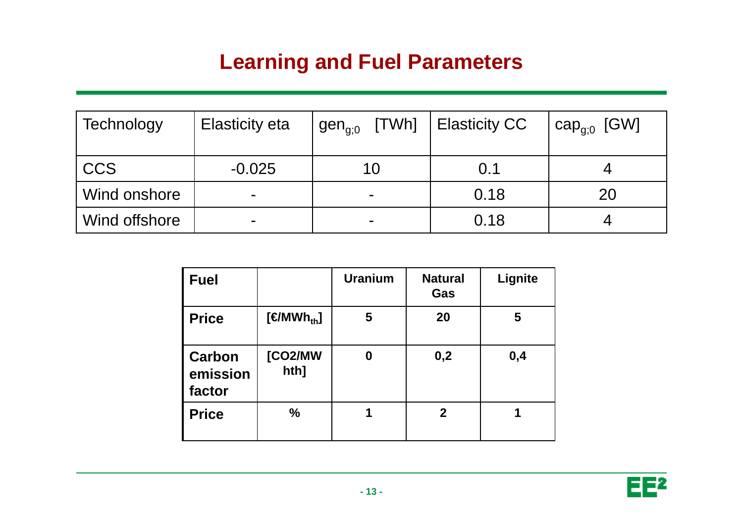# Learning and Fuel Parameters

| Technology | Elasticity eta | $gen_{g;0}$ [TWh] | Elasticity CC | $cap_{g;0}$ [GW] |
|---|---|---|---|---|
| CCS | -0.025 | 10 | 0.1 | 4 |
| Wind onshore | - | - | 0.18 | 20 |
| Wind offshore | - | - | 0.18 | 4 |

| **Fuel** | | **Uranium** | **Natural Gas** | **Lignite** |
|---|---|---|---|---|
| **Price** | **[€/$MWh_{th}$]** | **5** | **20** | **5** |
| **Carbon emission factor** | **[CO2/MWhth]** | **0** | **0,2** | **0,4** |
| **Price** | **%** | **1** | **2** | **1** |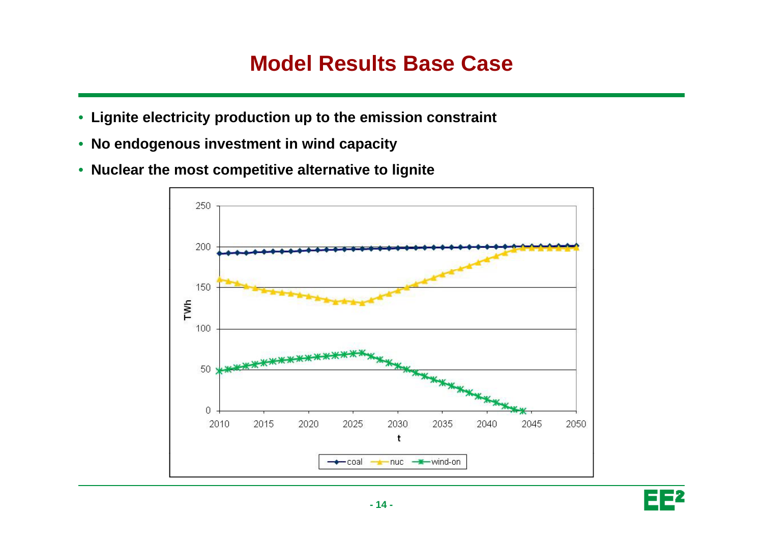# Model Results Base Case

- **Lignite electricity production up to the emission constraint**
- **No endogenous investment in wind capacity**
- **Nuclear the most competitive alternative to lignite**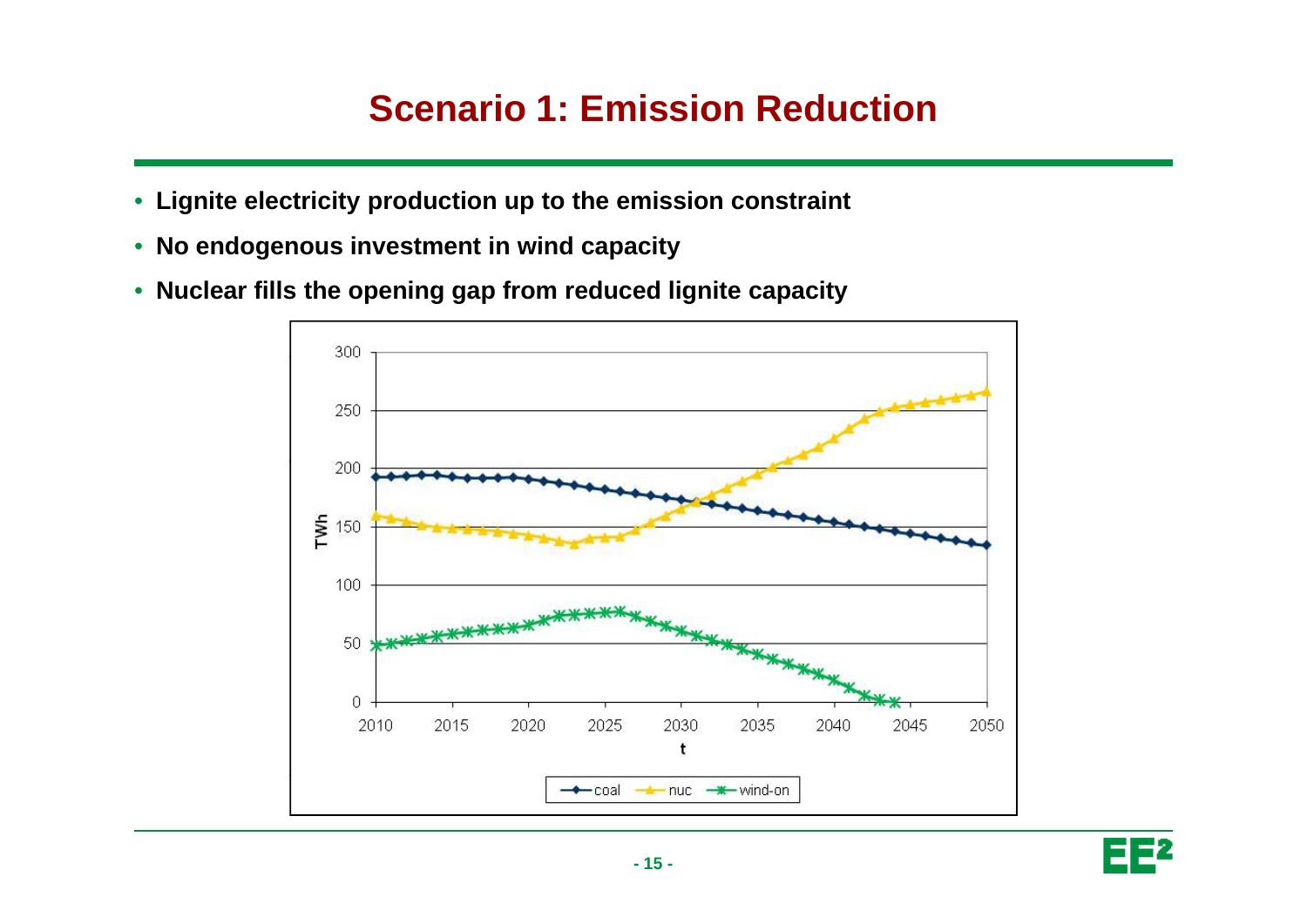# Scenario 1: Emission Reduction

- **Lignite electricity production up to the emission constraint**
- **No endogenous investment in wind capacity**
- **Nuclear fills the opening gap from reduced lignite capacity**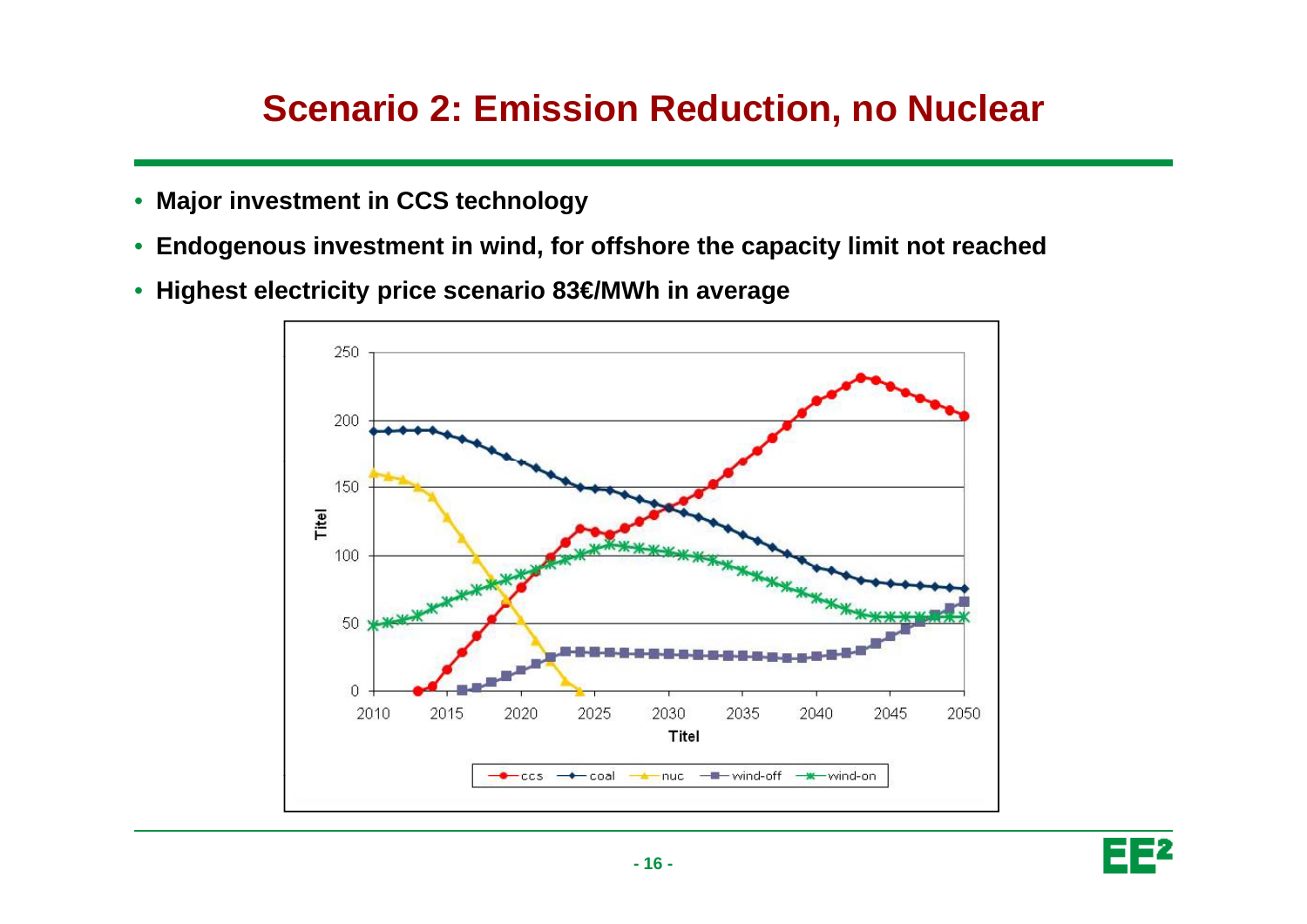# Scenario 2: Emission Reduction, no Nuclear

- **Major investment in CCS technology**
- **Endogenous investment in wind, for offshore the capacity limit not reached**
- **Highest electricity price scenario 83€/MWh in average**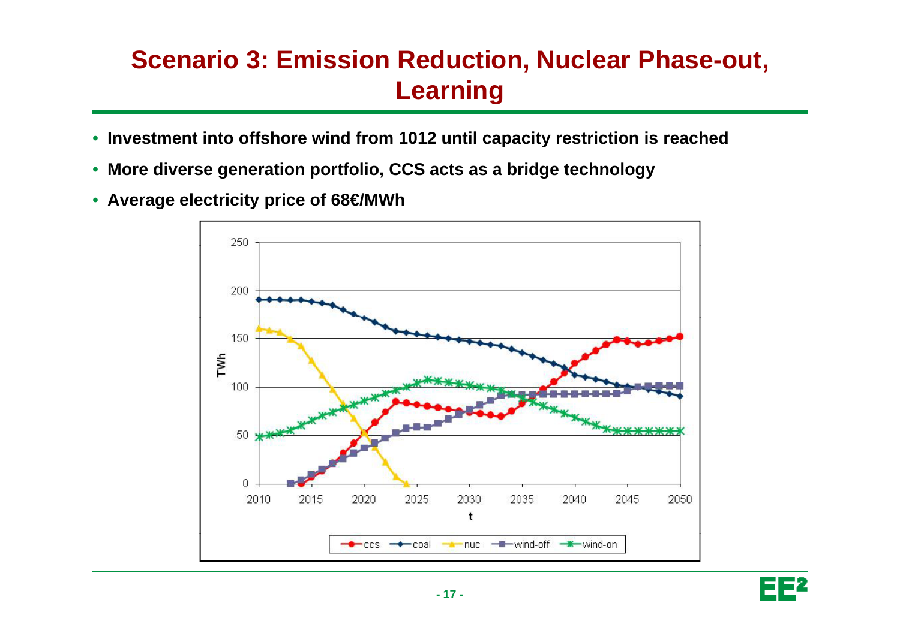# Scenario 3: Emission Reduction, Nuclear Phase-out, Learning

- **Investment into offshore wind from 1012 until capacity restriction is reached**
- **More diverse generation portfolio, CCS acts as a bridge technology**
- **Average electricity price of 68€/MWh**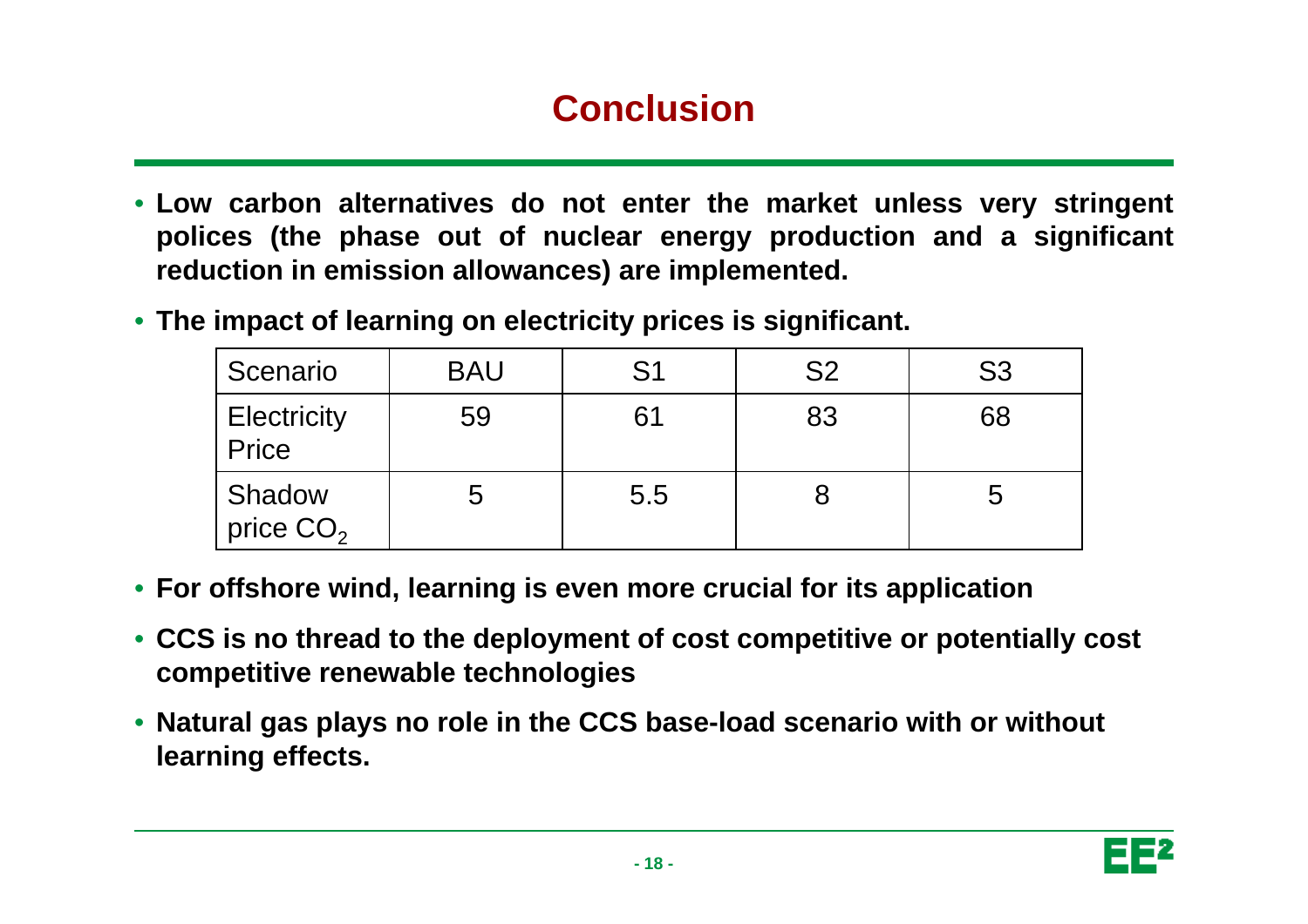# Conclusion

- **Low carbon alternatives do not enter the market unless very stringent polices (the phase out of nuclear energy production and a significant reduction in emission allowances) are implemented.**
- **The impact of learning on electricity prices is significant.**

| Scenario | BAU | S1 | S2 | S3 |
| --- | --- | --- | --- | --- |
| Electricity Price | 59 | 61 | 83 | 68 |
| Shadow price $CO_2$ | 5 | 5.5 | 8 | 5 |

- **For offshore wind, learning is even more crucial for its application**
- **CCS is no thread to the deployment of cost competitive or potentially cost competitive renewable technologies**
- **Natural gas plays no role in the CCS base-load scenario with or without learning effects.**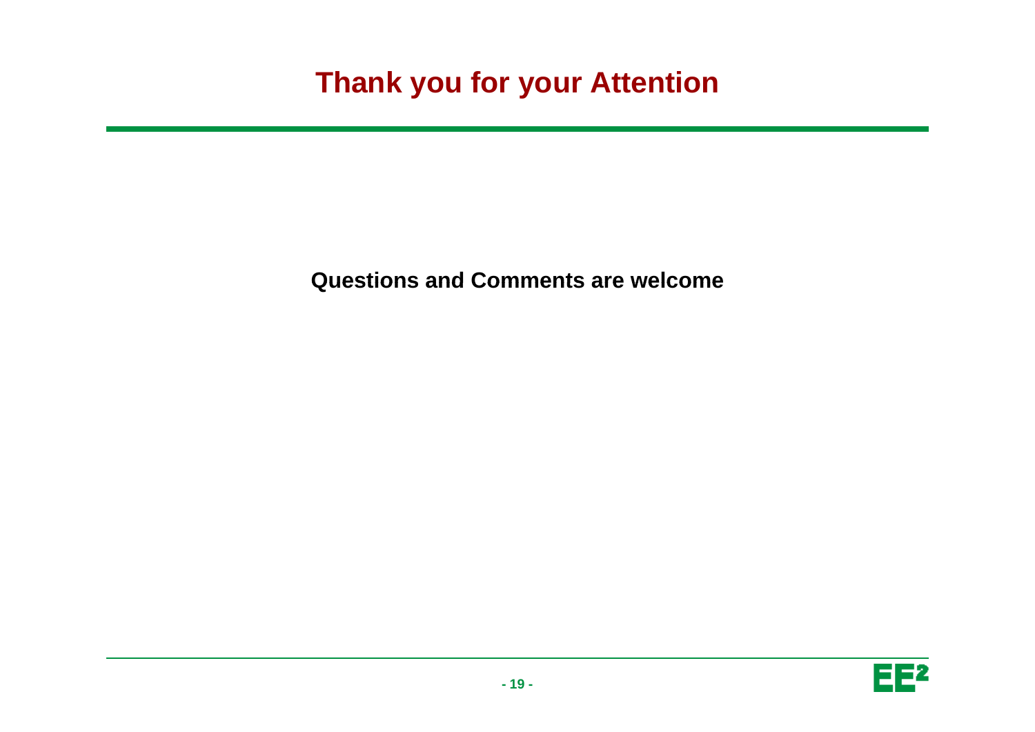# Thank you for your Attention

**Questions and Comments are welcome**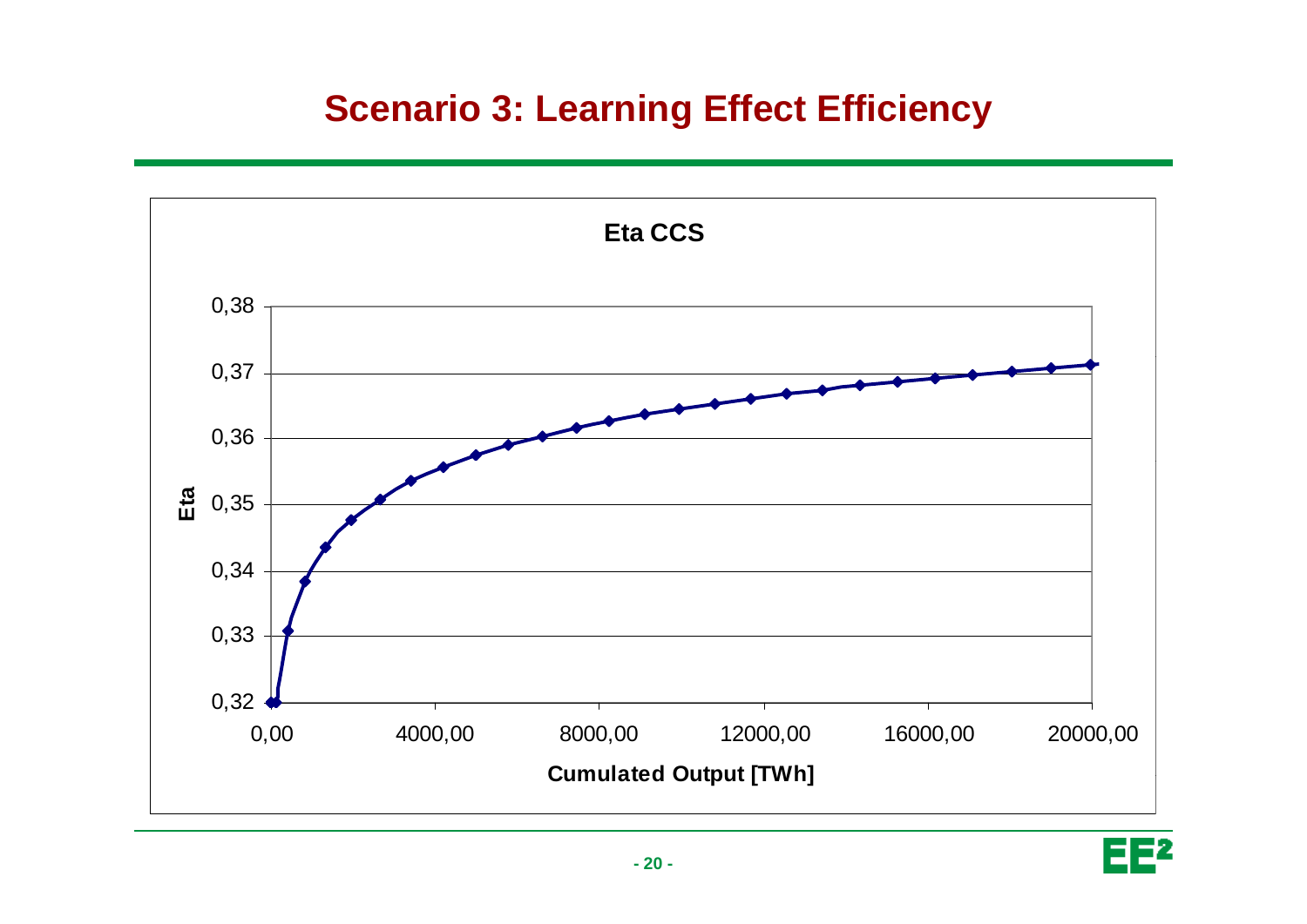# Scenario 3: Learning Effect Efficiency

**Eta CCS**

Eta

0,38
0,37
0,36
0,35
0,34
0,33
0,32

0,00 4000,00 8000,00 12000,00 16000,00 20000,00

**Cumulated Output [TWh]**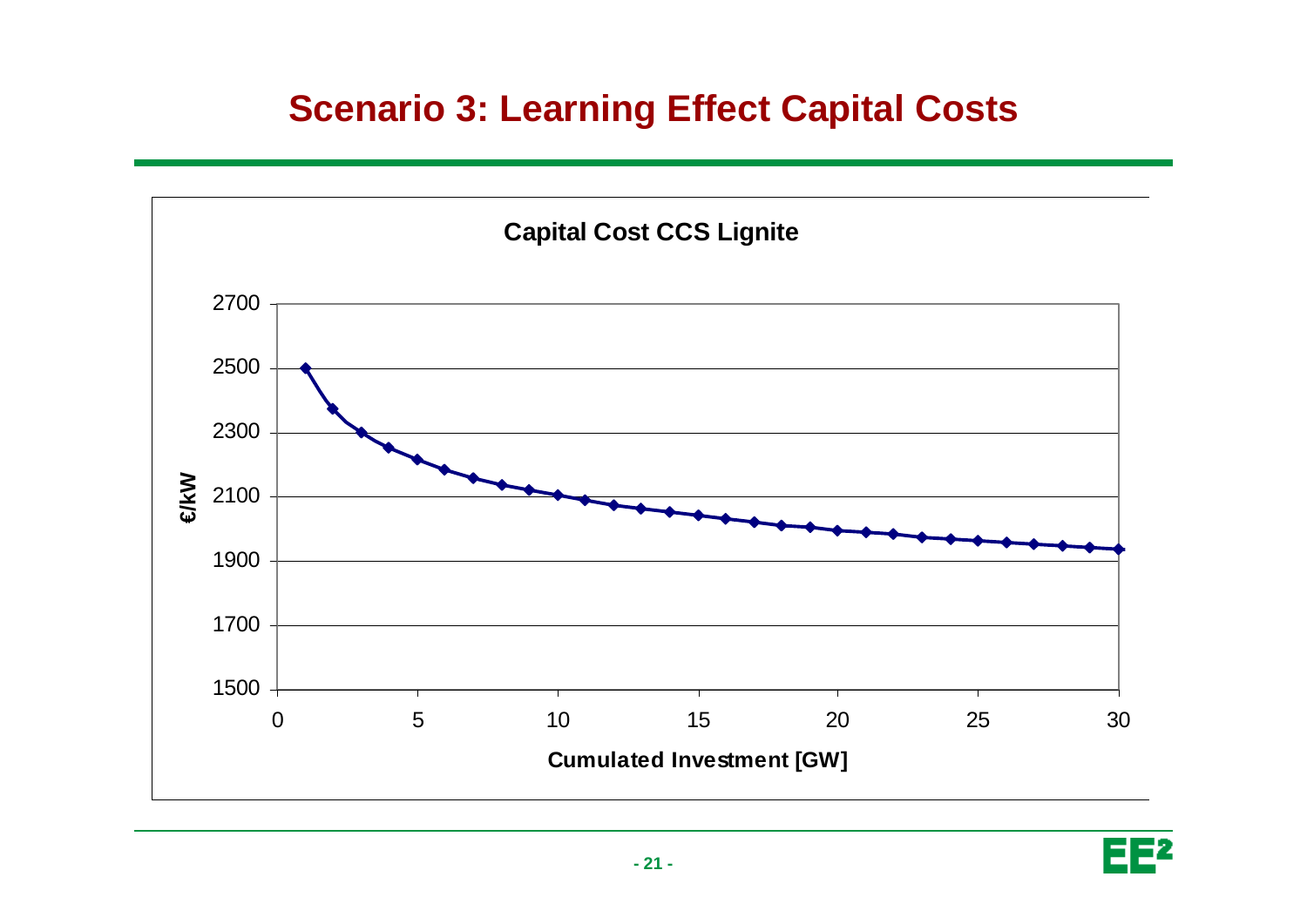# Scenario 3: Learning Effect Capital Costs

**Capital Cost CCS Lignite**

€/kW

Cumulated Investment [GW]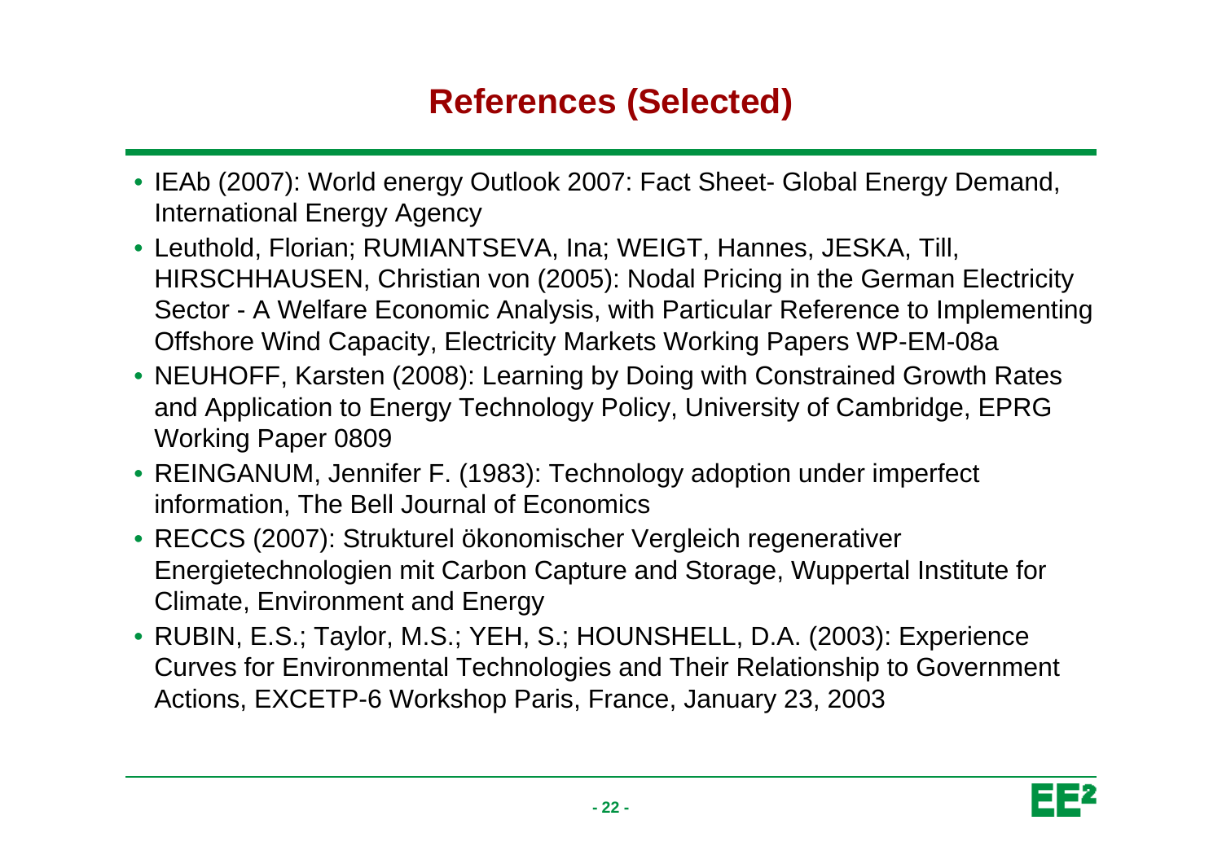# References (Selected)

- IEAb (2007): World energy Outlook 2007: Fact Sheet- Global Energy Demand, International Energy Agency
- Leuthold, Florian; RUMIANTSEVA, Ina; WEIGT, Hannes, JESKA, Till, HIRSCHHAUSEN, Christian von (2005): Nodal Pricing in the German Electricity Sector - A Welfare Economic Analysis, with Particular Reference to Implementing Offshore Wind Capacity, Electricity Markets Working Papers WP-EM-08a
- NEUHOFF, Karsten (2008): Learning by Doing with Constrained Growth Rates and Application to Energy Technology Policy, University of Cambridge, EPRG Working Paper 0809
- REINGANUM, Jennifer F. (1983): Technology adoption under imperfect information, The Bell Journal of Economics
- RECCS (2007): Strukturel ökonomischer Vergleich regenerativer Energietechnologien mit Carbon Capture and Storage, Wuppertal Institute for Climate, Environment and Energy
- RUBIN, E.S.; Taylor, M.S.; YEH, S.; HOUNSHELL, D.A. (2003): Experience Curves for Environmental Technologies and Their Relationship to Government Actions, EXCETP-6 Workshop Paris, France, January 23, 2003